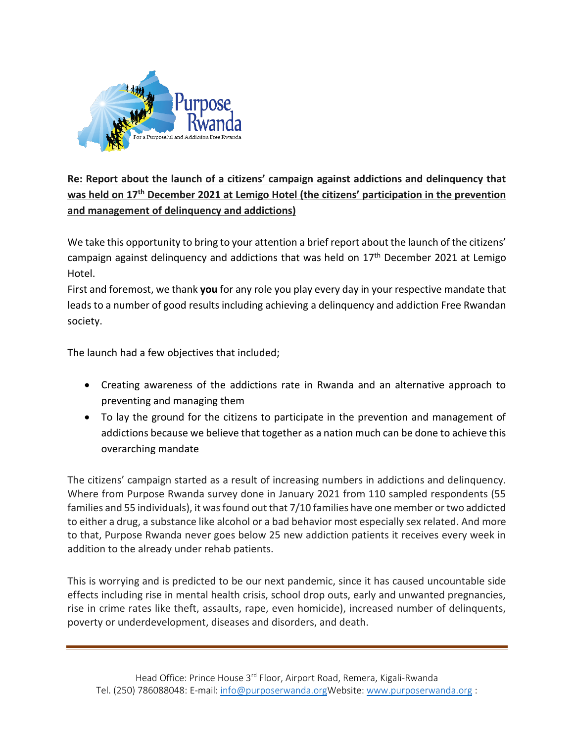**Re: Report about the launch of a citizens' campaign against addictions and delinquency that was held on 17th December 2021 at Lemigo Hotel (the citizens' participation in the prevention and management of delinquency and addictions)**

We take this opportunity to bring to your attention a brief report about the launch of the citizens' campaign against delinquency and addictions that was held on 17th December 2021 at Lemigo Hotel.

First and foremost, we thank **you** for any role you play every day in your respective mandate that leads to a number of good results including achieving a delinquency and addiction Free Rwandan society.

The launch had a few objectives that included;

- Creating awareness of the addictions rate in Rwanda and an alternative approach to preventing and managing them
- To lay the ground for the citizens to participate in the prevention and management of addictions because we believe that together as a nation much can be done to achieve this overarching mandate

The citizens' campaign started as a result of increasing numbers in addictions and delinquency. Where from Purpose Rwanda survey done in January 2021 from 110 sampled respondents (55 families and 55 individuals), it was found out that 7/10 families have one member or two addicted to either a drug, a substance like alcohol or a bad behavior most especially sex related. And more to that, Purpose Rwanda never goes below 25 new addiction patients it receives every week in addition to the already under rehab patients.

This is worrying and is predicted to be our next pandemic, since it has caused uncountable side effects including rise in mental health crisis, school drop outs, early and unwanted pregnancies, rise in crime rates like theft, assaults, rape, even homicide), increased number of delinquents, poverty or underdevelopment, diseases and disorders, and death.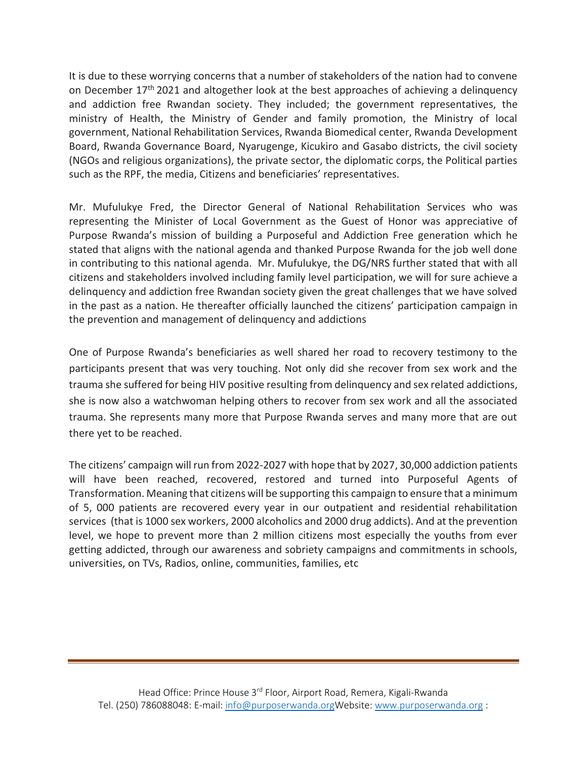It is due to these worrying concerns that a number of stakeholders of the nation had to convene on December 17th 2021 and altogether look at the best approaches of achieving a delinquency and addiction free Rwandan society. They included; the government representatives, the ministry of Health, the Ministry of Gender and family promotion, the Ministry of local government, National Rehabilitation Services, Rwanda Biomedical center, Rwanda Development Board, Rwanda Governance Board, Nyarugenge, Kicukiro and Gasabo districts, the civil society (NGOs and religious organizations), the private sector, the diplomatic corps, the Political parties such as the RPF, the media, Citizens and beneficiaries' representatives.

Mr. Mufulukye Fred, the Director General of National Rehabilitation Services who was representing the Minister of Local Government as the Guest of Honor was appreciative of Purpose Rwanda's mission of building a Purposeful and Addiction Free generation which he stated that aligns with the national agenda and thanked Purpose Rwanda for the job well done in contributing to this national agenda. Mr. Mufulukye, the DG/NRS further stated that with all citizens and stakeholders involved including family level participation, we will for sure achieve a delinquency and addiction free Rwandan society given the great challenges that we have solved in the past as a nation. He thereafter officially launched the citizens' participation campaign in the prevention and management of delinquency and addictions

One of Purpose Rwanda's beneficiaries as well shared her road to recovery testimony to the participants present that was very touching. Not only did she recover from sex work and the trauma she suffered for being HIV positive resulting from delinquency and sex related addictions, she is now also a watchwoman helping others to recover from sex work and all the associated trauma. She represents many more that Purpose Rwanda serves and many more that are out there yet to be reached.

The citizens' campaign will run from 2022-2027 with hope that by 2027, 30,000 addiction patients will have been reached, recovered, restored and turned into Purposeful Agents of Transformation. Meaning that citizens will be supporting this campaign to ensure that a minimum of 5, 000 patients are recovered every year in our outpatient and residential rehabilitation services (that is 1000 sex workers, 2000 alcoholics and 2000 drug addicts). And at the prevention level, we hope to prevent more than 2 million citizens most especially the youths from ever getting addicted, through our awareness and sobriety campaigns and commitments in schools, universities, on TVs, Radios, online, communities, families, etc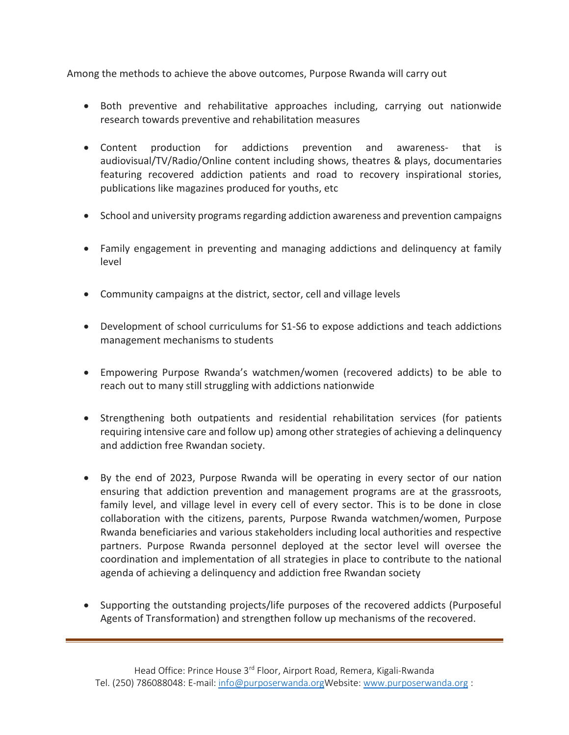Among the methods to achieve the above outcomes, Purpose Rwanda will carry out

- Both preventive and rehabilitative approaches including, carrying out nationwide research towards preventive and rehabilitation measures
- Content production for addictions prevention and awareness- that is audiovisual/TV/Radio/Online content including shows, theatres & plays, documentaries featuring recovered addiction patients and road to recovery inspirational stories, publications like magazines produced for youths, etc
- School and university programs regarding addiction awareness and prevention campaigns
- Family engagement in preventing and managing addictions and delinquency at family level
- Community campaigns at the district, sector, cell and village levels
- Development of school curriculums for S1-S6 to expose addictions and teach addictions management mechanisms to students
- Empowering Purpose Rwanda's watchmen/women (recovered addicts) to be able to reach out to many still struggling with addictions nationwide
- Strengthening both outpatients and residential rehabilitation services (for patients requiring intensive care and follow up) among other strategies of achieving a delinquency and addiction free Rwandan society.
- By the end of 2023, Purpose Rwanda will be operating in every sector of our nation ensuring that addiction prevention and management programs are at the grassroots, family level, and village level in every cell of every sector. This is to be done in close collaboration with the citizens, parents, Purpose Rwanda watchmen/women, Purpose Rwanda beneficiaries and various stakeholders including local authorities and respective partners. Purpose Rwanda personnel deployed at the sector level will oversee the coordination and implementation of all strategies in place to contribute to the national agenda of achieving a delinquency and addiction free Rwandan society
- Supporting the outstanding projects/life purposes of the recovered addicts (Purposeful Agents of Transformation) and strengthen follow up mechanisms of the recovered.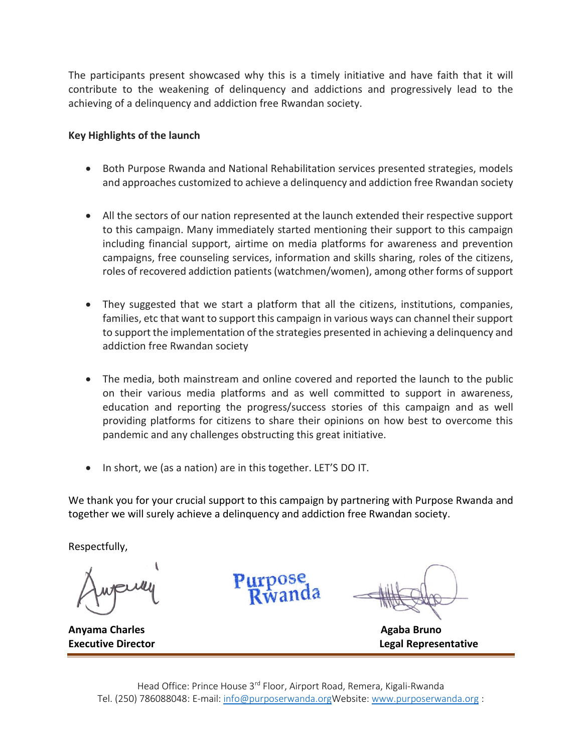The participants present showcased why this is a timely initiative and have faith that it will contribute to the weakening of delinquency and addictions and progressively lead to the achieving of a delinquency and addiction free Rwandan society.

**Key Highlights of the launch**

- Both Purpose Rwanda and National Rehabilitation services presented strategies, models and approaches customized to achieve a delinquency and addiction free Rwandan society

- All the sectors of our nation represented at the launch extended their respective support to this campaign. Many immediately started mentioning their support to this campaign including financial support, airtime on media platforms for awareness and prevention campaigns, free counseling services, information and skills sharing, roles of the citizens, roles of recovered addiction patients (watchmen/women), among other forms of support

- They suggested that we start a platform that all the citizens, institutions, companies, families, etc that want to support this campaign in various ways can channel their support to support the implementation of the strategies presented in achieving a delinquency and addiction free Rwandan society

- The media, both mainstream and online covered and reported the launch to the public on their various media platforms and as well committed to support in awareness, education and reporting the progress/success stories of this campaign and as well providing platforms for citizens to share their opinions on how best to overcome this pandemic and any challenges obstructing this great initiative.

- In short, we (as a nation) are in this together. LET'S DO IT.

We thank you for your crucial support to this campaign by partnering with Purpose Rwanda and together we will surely achieve a delinquency and addiction free Rwandan society.

Respectfully,

Purpose Rwanda

**Anyama Charles**
**Executive Director**

**Agaba Bruno**
**Legal Representative**

Head Office: Prince House 3rd Floor, Airport Road, Remera, Kigali-Rwanda
Tel. (250) 786088048: E-mail: info@purposerwanda.orgWebsite: www.purposerwanda.org :